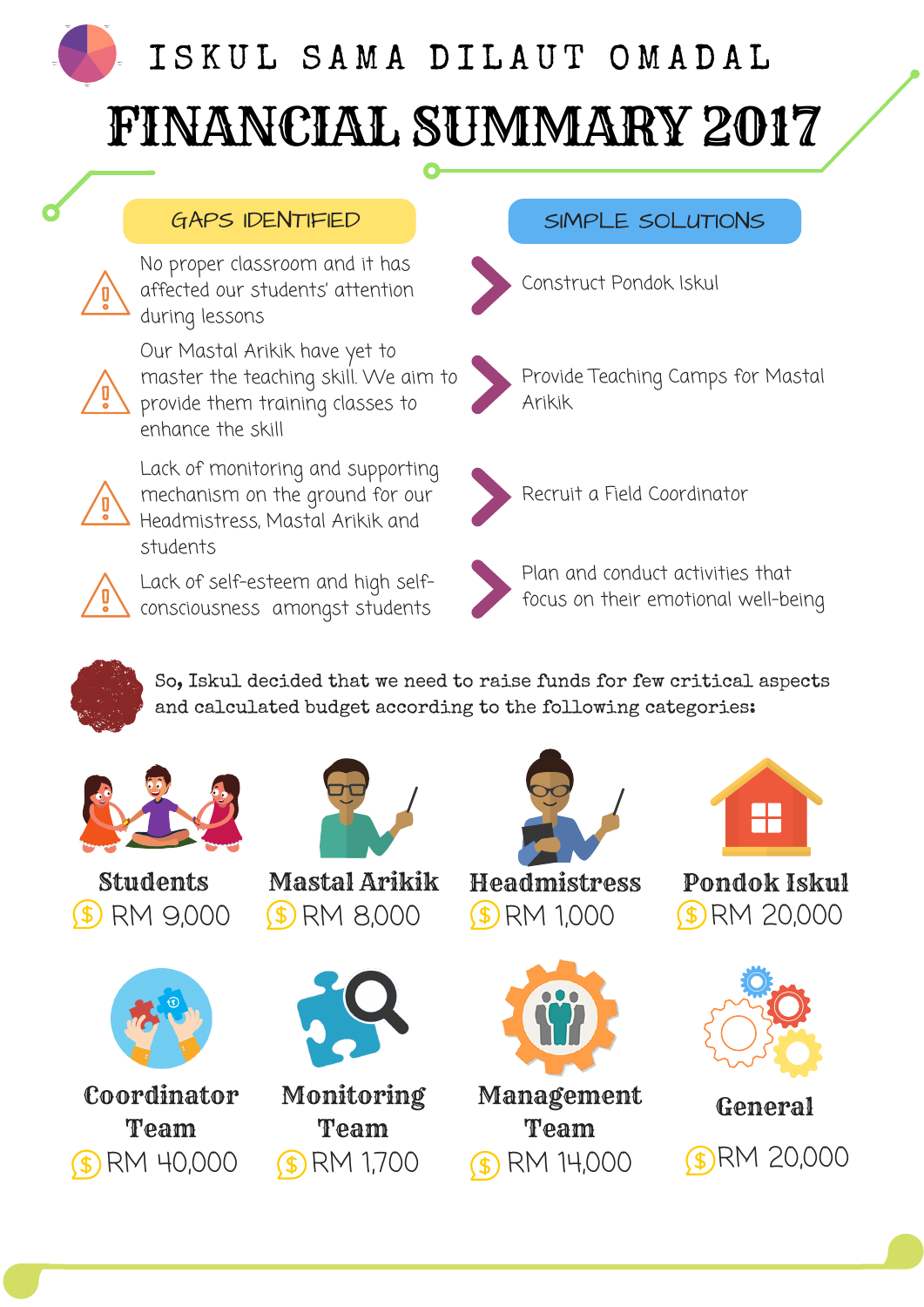# ISKUL SAMA DILAUT OMADAL

# FINANCIAL SUMMARY 2017

| GAPS IDENTIFIED | SIMPLE SOLUTIONS |
| --- | --- |
| No proper classroom and it has affected our students' attention during lessons | Construct Pondok Iskul |
| Our Mastal Arikik have yet to master the teaching skill. We aim to provide them training classes to enhance the skill | Provide Teaching Camps for Mastal Arikik |
| Lack of monitoring and supporting mechanism on the ground for our Headmistress, Mastal Arikik and students | Recruit a Field Coordinator |
| Lack of self-esteem and high self-consciousness amongst students | Plan and conduct activities that focus on their emotional well-being |

**So, Iskul decided that we need to raise funds for few critical aspects and calculated budget according to the following categories:**

| Category | Budget |
| --- | --- |
| Students | RM 9,000 |
| Mastal Arikik | RM 8,000 |
| Headmistress | RM 1,000 |
| Pondok Iskul | RM 20,000 |
| Coordinator Team | RM 40,000 |
| Monitoring Team | RM 1,700 |
| Management Team | RM 14,000 |
| General | RM 20,000 |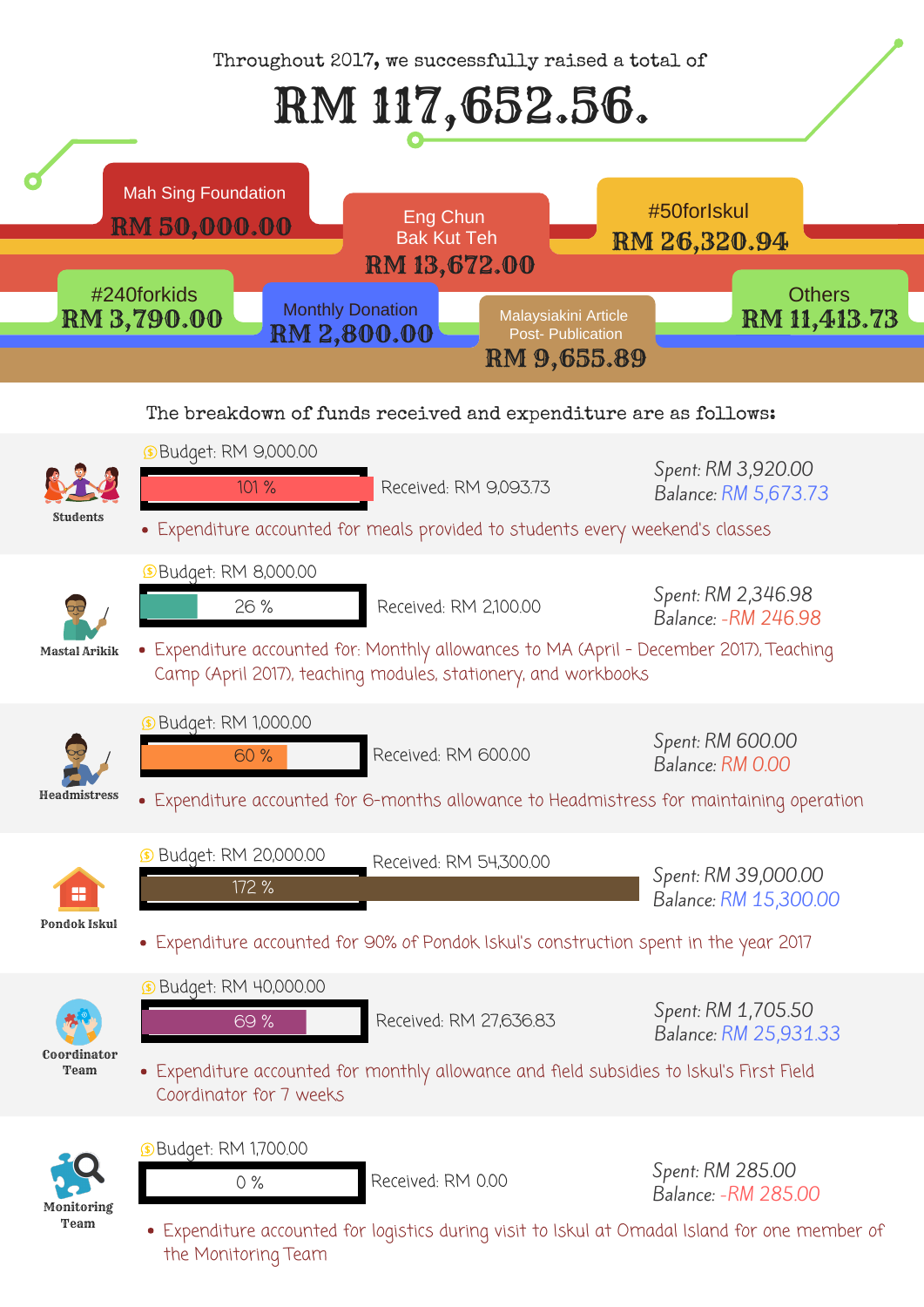Throughout 2017, we successfully raised a total of

# RM 117,652.56.

| Source | Amount |
|---|---|
| Mah Sing Foundation | RM 50,000.00 |
| Eng Chun Bak Kut Teh | RM 13,672.00 |
| #50forIskul | RM 26,320.94 |
| #240forkids | RM 3,790.00 |
| Monthly Donation | RM 2,800.00 |
| Malaysiakini Article Post- Publication | RM 9,655.89 |
| Others | RM 11,413.73 |

The breakdown of funds received and expenditure are as follows:

**Students**

Budget: RM 9,000.00

101 % — Received: RM 9,093.73

Spent: RM 3,920.00
Balance: RM 5,673.73

- Expenditure accounted for meals provided to students every weekend's classes

**Mastal Arikik**

Budget: RM 8,000.00

26 % — Received: RM 2,100.00

Spent: RM 2,346.98
Balance: -RM 246.98

- Expenditure accounted for: Monthly allowances to MA (April - December 2017), Teaching Camp (April 2017), teaching modules, stationery, and workbooks

**Headmistress**

Budget: RM 1,000.00

60 % — Received: RM 600.00

Spent: RM 600.00
Balance: RM 0.00

- Expenditure accounted for 6-months allowance to Headmistress for maintaining operation

**Pondok Iskul**

Budget: RM 20,000.00

172 % — Received: RM 54,300.00

Spent: RM 39,000.00
Balance: RM 15,300.00

- Expenditure accounted for 90% of Pondok Iskul's construction spent in the year 2017

**Coordinator Team**

Budget: RM 40,000.00

69 % — Received: RM 27,636.83

Spent: RM 1,705.50
Balance: RM 25,931.33

- Expenditure accounted for monthly allowance and field subsidies to Iskul's First Field Coordinator for 7 weeks

**Monitoring Team**

Budget: RM 1,700.00

0 % — Received: RM 0.00

Spent: RM 285.00
Balance: -RM 285.00

- Expenditure accounted for logistics during visit to Iskul at Omadal Island for one member of the Monitoring Team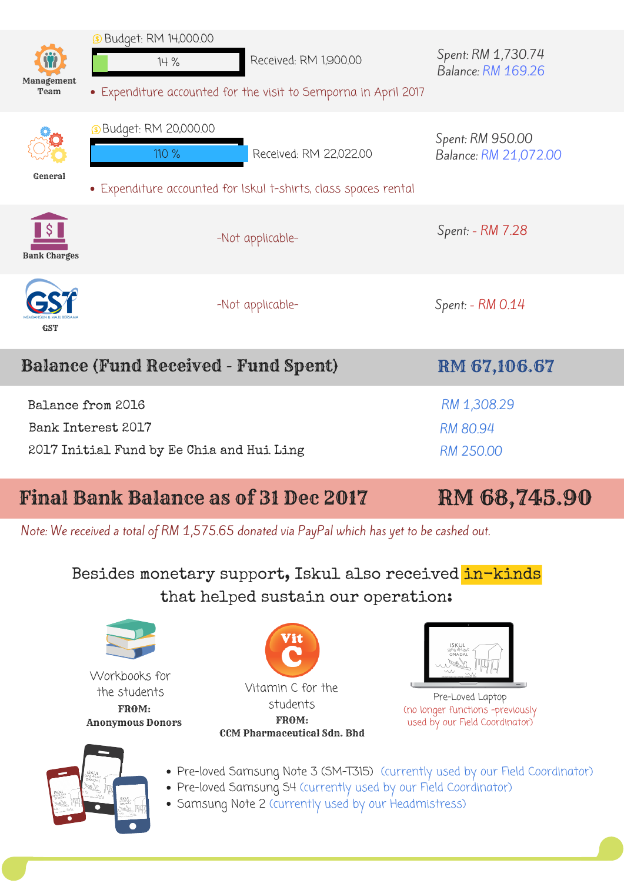| Category | Budget | Progress | Received | Spent | Balance |
| --- | --- | --- | --- | --- | --- |
| Management Team | RM 14,000.00 | 14 % | RM 1,900.00 | RM 1,730.74 | RM 169.26 |
| General | RM 20,000.00 | 110 % | RM 22,022.00 | RM 950.00 | RM 21,072.00 |
| Bank Charges | -Not applicable- | | | - RM 7.28 | |
| GST | -Not applicable- | | | - RM 0.14 | |

- Management Team: Expenditure accounted for the visit to Semporna in April 2017
- General: Expenditure accounted for Iskul t-shirts, class spaces rental

| **Balance (Fund Received - Fund Spent)** | **RM 67,106.67** |
| --- | --- |
| Balance from 2016 | RM 1,308.29 |
| Bank Interest 2017 | RM 80.94 |
| 2017 Initial Fund by Ee Chia and Hui Ling | RM 250.00 |
| **Final Bank Balance as of 31 Dec 2017** | **RM 68,745.90** |

*Note: We received a total of RM 1,575.65 donated via PayPal which has yet to be cashed out.*

## Besides monetary support, Iskul also received in-kinds that helped sustain our operation:

- Workbooks for the students **FROM: Anonymous Donors**
- Vitamin C for the students **FROM: CCM Pharmaceutical Sdn. Bhd**
- Pre-Loved Laptop (no longer functions -previously used by our Field Coordinator)

- Pre-loved Samsung Note 3 (SM-T315) (currently used by our Field Coordinator)
- Pre-loved Samsung S4 (currently used by our Field Coordinator)
- Samsung Note 2 (currently used by our Headmistress)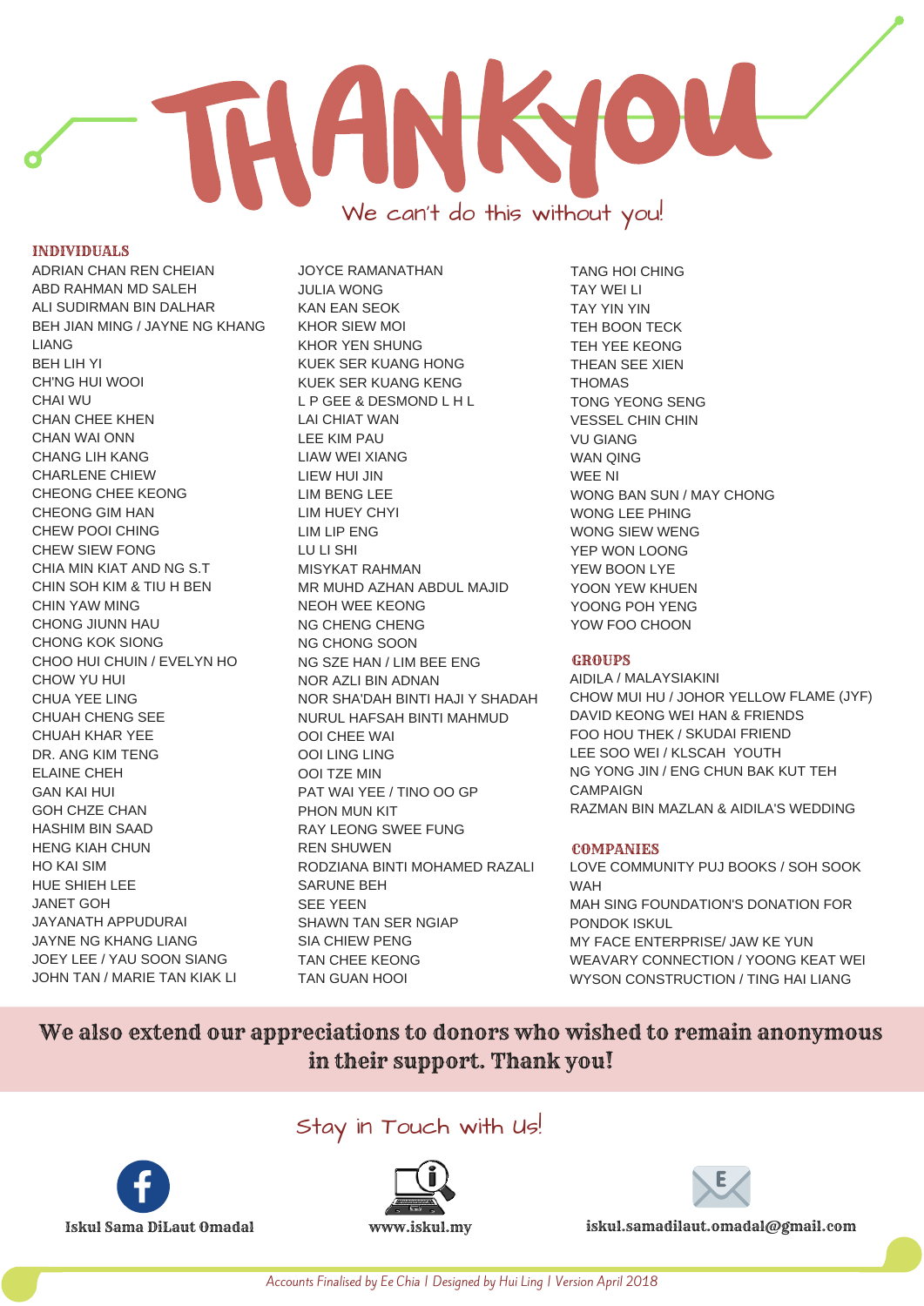# THANK YOU

We can't do this without you!

## INDIVIDUALS

ADRIAN CHAN REN CHEIAN
ABD RAHMAN MD SALEH
ALI SUDIRMAN BIN DALHAR
BEH JIAN MING / JAYNE NG KHANG LIANG
BEH LIH YI
CH'NG HUI WOOI
CHAI WU
CHAN CHEE KHEN
CHAN WAI ONN
CHANG LIH KANG
CHARLENE CHIEW
CHEONG CHEE KEONG
CHEONG GIM HAN
CHEW POOI CHING
CHEW SIEW FONG
CHIA MIN KIAT AND NG S.T
CHIN SOH KIM & TIU H BEN
CHIN YAW MING
CHONG JIUNN HAU
CHONG KOK SIONG
CHOO HUI CHUIN / EVELYN HO
CHOW YU HUI
CHUA YEE LING
CHUAH CHENG SEE
CHUAH KHAR YEE
DR. ANG KIM TENG
ELAINE CHEH
GAN KAI HUI
GOH CHZE CHAN
HASHIM BIN SAAD
HENG KIAH CHUN
HO KAI SIM
HUE SHIEH LEE
JANET GOH
JAYANATH APPUDURAI
JAYNE NG KHANG LIANG
JOEY LEE / YAU SOON SIANG
JOHN TAN / MARIE TAN KIAK LI
JOYCE RAMANATHAN
JULIA WONG
KAN EAN SEOK
KHOR SIEW MOI
KHOR YEN SHUNG
KUEK SER KUANG HONG
KUEK SER KUANG KENG
L P GEE & DESMOND L H L
LAI CHIAT WAN
LEE KIM PAU
LIAW WEI XIANG
LIEW HUI JIN
LIM BENG LEE
LIM HUEY CHYI
LIM LIP ENG
LU LI SHI
MISYKAT RAHMAN
MR MUHD AZHAN ABDUL MAJID
NEOH WEE KEONG
NG CHENG CHENG
NG CHONG SOON
NG SZE HAN / LIM BEE ENG
NOR AZLI BIN ADNAN
NOR SHA'DAH BINTI HAJI Y SHADAH
NURUL HAFSAH BINTI MAHMUD
OOI CHEE WAI
OOI LING LING
OOI TZE MIN
PAT WAI YEE / TINO OO GP
PHON MUN KIT
RAY LEONG SWEE FUNG
REN SHUWEN
RODZIANA BINTI MOHAMED RAZALI
SARUNE BEH
SEE YEEN
SHAWN TAN SER NGIAP
SIA CHIEW PENG
TAN CHEE KEONG
TAN GUAN HOOI
TANG HOI CHING
TAY WEI LI
TAY YIN YIN
TEH BOON TECK
TEH YEE KEONG
THEAN SEE XIEN
THOMAS
TONG YEONG SENG
VESSEL CHIN CHIN
VU GIANG
WAN QING
WEE NI
WONG BAN SUN / MAY CHONG
WONG LEE PHING
WONG SIEW WENG
YEP WON LOONG
YEW BOON LYE
YOON YEW KHUEN
YOONG POH YENG
YOW FOO CHOON

## GROUPS

AIDILA / MALAYSIAKINI
CHOW MUI HU / JOHOR YELLOW FLAME (JYF)
DAVID KEONG WEI HAN & FRIENDS
FOO HOU THEK / SKUDAI FRIEND
LEE SOO WEI / KLSCAH YOUTH
NG YONG JIN / ENG CHUN BAK KUT TEH CAMPAIGN
RAZMAN BIN MAZLAN & AIDILA'S WEDDING

## COMPANIES

LOVE COMMUNITY PUJ BOOKS / SOH SOOK WAH
MAH SING FOUNDATION'S DONATION FOR PONDOK ISKUL
MY FACE ENTERPRISE/ JAW KE YUN
WEAVARY CONNECTION / YOONG KEAT WEI
WYSON CONSTRUCTION / TING HAI LIANG

**We also extend our appreciations to donors who wished to remain anonymous in their support. Thank you!**

Stay in Touch with Us!

Iskul Sama DiLaut Omadal

www.iskul.my

iskul.samadilaut.omadal@gmail.com

*Accounts Finalised by Ee Chia | Designed by Hui Ling | Version April 2018*